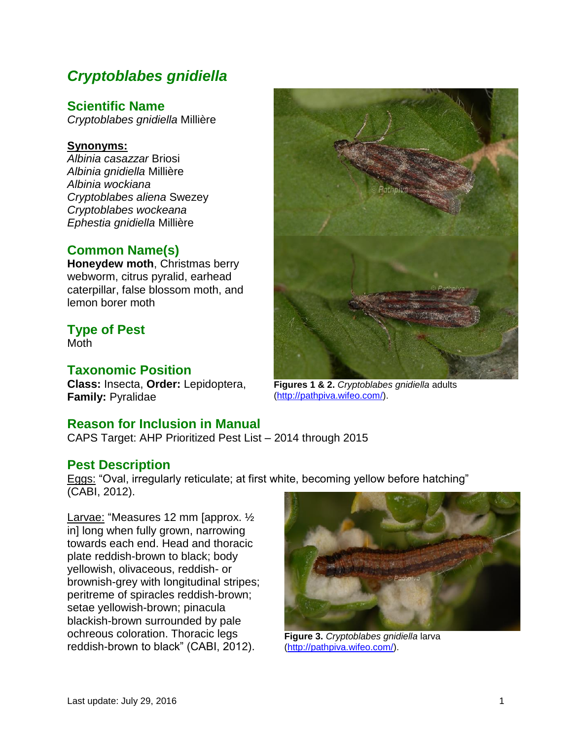# *Cryptoblabes gnidiella*

## Scientific Name

*Cryptoblabes gnidiella* Millière

**Synonyms:**

*Albinia casazzar* Briosi
*Albinia gnidiella* Millière
*Albinia wockiana*
*Cryptoblabes aliena* Swezey
*Cryptoblabes wockeana*
*Ephestia gnidiella* Millière

## Common Name(s)

**Honeydew moth**, Christmas berry webworm, citrus pyralid, earhead caterpillar, false blossom moth, and lemon borer moth

## Type of Pest

Moth

## Taxonomic Position

**Class:** Insecta, **Order:** Lepidoptera, **Family:** Pyralidae

**Figures 1 & 2.** *Cryptoblabes gnidiella* adults (http://pathpiva.wifeo.com/).

## Reason for Inclusion in Manual

CAPS Target: AHP Prioritized Pest List – 2014 through 2015

## Pest Description

Eggs: "Oval, irregularly reticulate; at first white, becoming yellow before hatching" (CABI, 2012).

Larvae: "Measures 12 mm [approx. ½ in] long when fully grown, narrowing towards each end. Head and thoracic plate reddish-brown to black; body yellowish, olivaceous, reddish- or brownish-grey with longitudinal stripes; peritreme of spiracles reddish-brown; setae yellowish-brown; pinacula blackish-brown surrounded by pale ochreous coloration. Thoracic legs reddish-brown to black" (CABI, 2012).

**Figure 3.** *Cryptoblabes gnidiella* larva (http://pathpiva.wifeo.com/).

Last update: July 29, 2016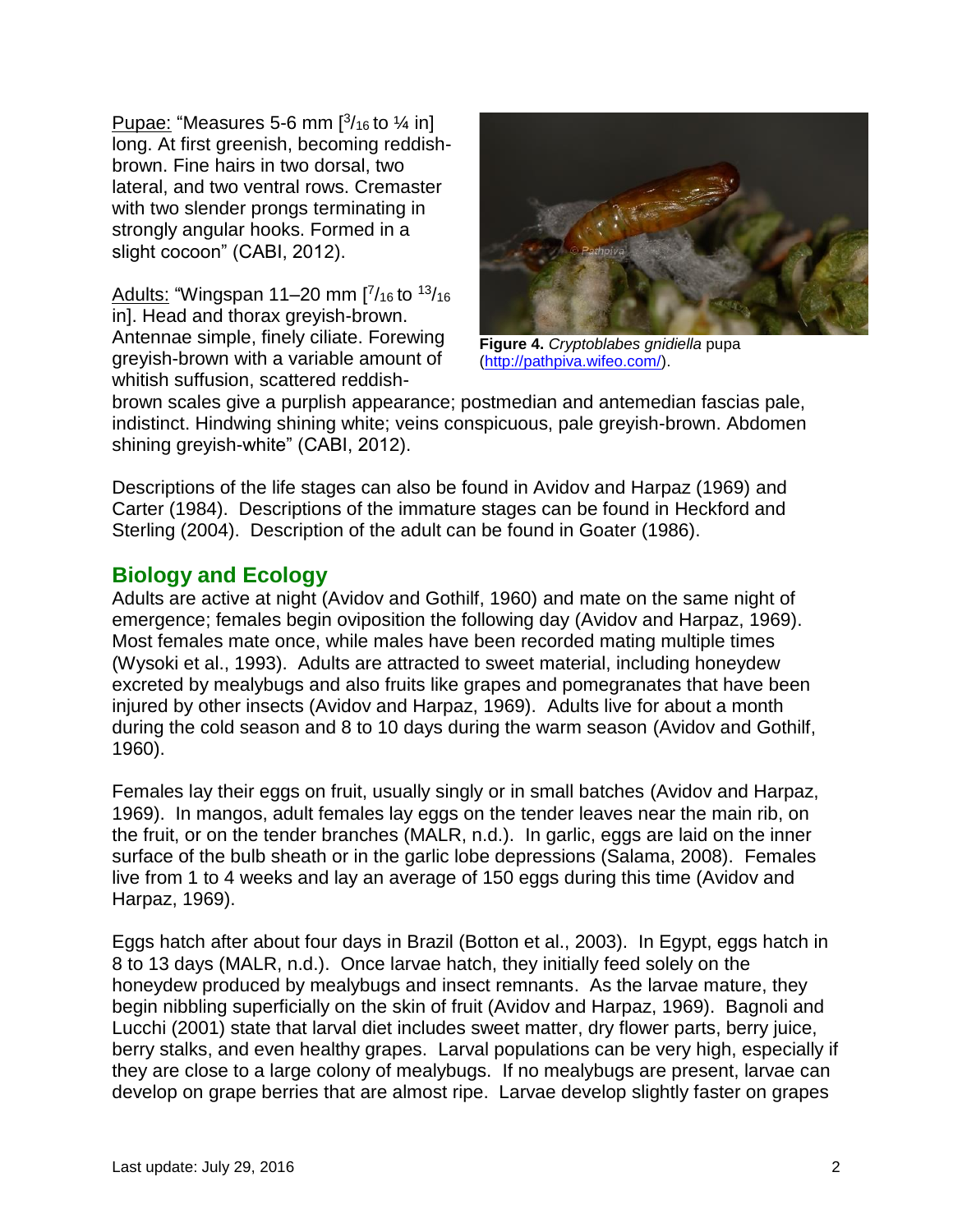Pupae: "Measures 5-6 mm [$^{3}/_{16}$ to ¼ in] long. At first greenish, becoming reddish-brown. Fine hairs in two dorsal, two lateral, and two ventral rows. Cremaster with two slender prongs terminating in strongly angular hooks. Formed in a slight cocoon" (CABI, 2012).

**Figure 4.** *Cryptoblabes gnidiella* pupa (http://pathpiva.wifeo.com/).

Adults: "Wingspan 11–20 mm [$^{7}/_{16}$ to $^{13}/_{16}$ in]. Head and thorax greyish-brown. Antennae simple, finely ciliate. Forewing greyish-brown with a variable amount of whitish suffusion, scattered reddish-brown scales give a purplish appearance; postmedian and antemedian fascias pale, indistinct. Hindwing shining white; veins conspicuous, pale greyish-brown. Abdomen shining greyish-white" (CABI, 2012).

Descriptions of the life stages can also be found in Avidov and Harpaz (1969) and Carter (1984). Descriptions of the immature stages can be found in Heckford and Sterling (2004). Description of the adult can be found in Goater (1986).

## Biology and Ecology

Adults are active at night (Avidov and Gothilf, 1960) and mate on the same night of emergence; females begin oviposition the following day (Avidov and Harpaz, 1969). Most females mate once, while males have been recorded mating multiple times (Wysoki et al., 1993). Adults are attracted to sweet material, including honeydew excreted by mealybugs and also fruits like grapes and pomegranates that have been injured by other insects (Avidov and Harpaz, 1969). Adults live for about a month during the cold season and 8 to 10 days during the warm season (Avidov and Gothilf, 1960).

Females lay their eggs on fruit, usually singly or in small batches (Avidov and Harpaz, 1969). In mangos, adult females lay eggs on the tender leaves near the main rib, on the fruit, or on the tender branches (MALR, n.d.). In garlic, eggs are laid on the inner surface of the bulb sheath or in the garlic lobe depressions (Salama, 2008). Females live from 1 to 4 weeks and lay an average of 150 eggs during this time (Avidov and Harpaz, 1969).

Eggs hatch after about four days in Brazil (Botton et al., 2003). In Egypt, eggs hatch in 8 to 13 days (MALR, n.d.). Once larvae hatch, they initially feed solely on the honeydew produced by mealybugs and insect remnants. As the larvae mature, they begin nibbling superficially on the skin of fruit (Avidov and Harpaz, 1969). Bagnoli and Lucchi (2001) state that larval diet includes sweet matter, dry flower parts, berry juice, berry stalks, and even healthy grapes. Larval populations can be very high, especially if they are close to a large colony of mealybugs. If no mealybugs are present, larvae can develop on grape berries that are almost ripe. Larvae develop slightly faster on grapes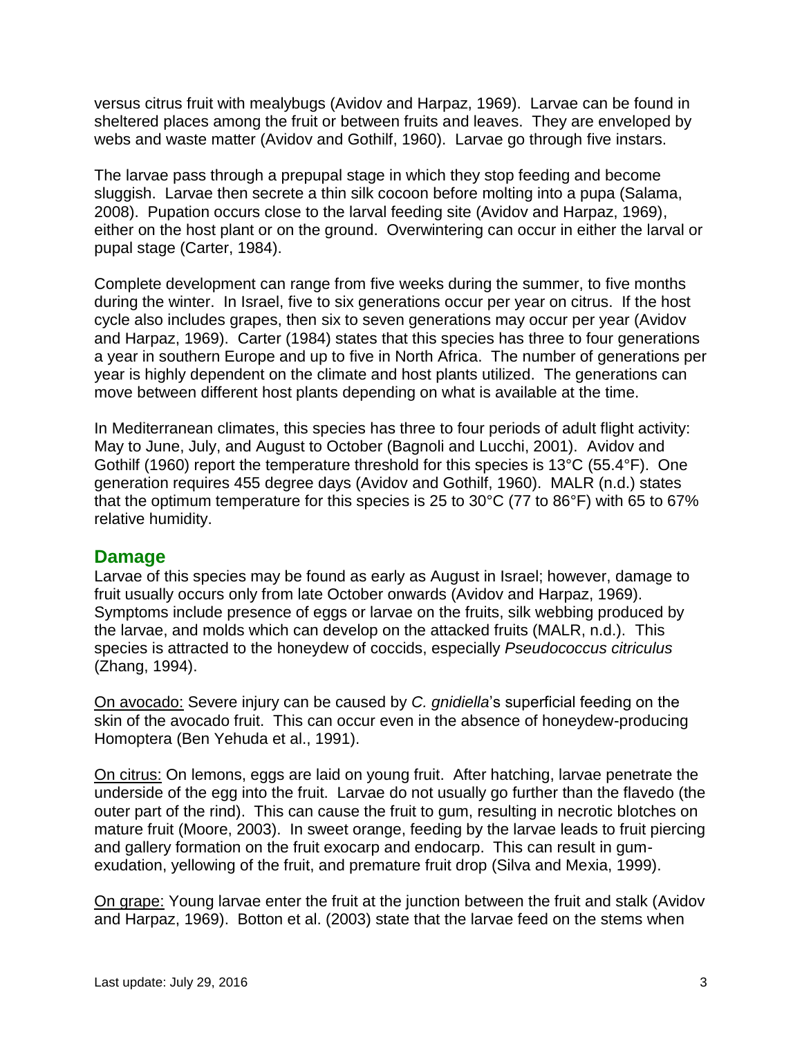versus citrus fruit with mealybugs (Avidov and Harpaz, 1969). Larvae can be found in sheltered places among the fruit or between fruits and leaves. They are enveloped by webs and waste matter (Avidov and Gothilf, 1960). Larvae go through five instars.

The larvae pass through a prepupal stage in which they stop feeding and become sluggish. Larvae then secrete a thin silk cocoon before molting into a pupa (Salama, 2008). Pupation occurs close to the larval feeding site (Avidov and Harpaz, 1969), either on the host plant or on the ground. Overwintering can occur in either the larval or pupal stage (Carter, 1984).

Complete development can range from five weeks during the summer, to five months during the winter. In Israel, five to six generations occur per year on citrus. If the host cycle also includes grapes, then six to seven generations may occur per year (Avidov and Harpaz, 1969). Carter (1984) states that this species has three to four generations a year in southern Europe and up to five in North Africa. The number of generations per year is highly dependent on the climate and host plants utilized. The generations can move between different host plants depending on what is available at the time.

In Mediterranean climates, this species has three to four periods of adult flight activity: May to June, July, and August to October (Bagnoli and Lucchi, 2001). Avidov and Gothilf (1960) report the temperature threshold for this species is 13°C (55.4°F). One generation requires 455 degree days (Avidov and Gothilf, 1960). MALR (n.d.) states that the optimum temperature for this species is 25 to 30°C (77 to 86°F) with 65 to 67% relative humidity.

## Damage

Larvae of this species may be found as early as August in Israel; however, damage to fruit usually occurs only from late October onwards (Avidov and Harpaz, 1969). Symptoms include presence of eggs or larvae on the fruits, silk webbing produced by the larvae, and molds which can develop on the attacked fruits (MALR, n.d.). This species is attracted to the honeydew of coccids, especially *Pseudococcus citriculus* (Zhang, 1994).

On avocado: Severe injury can be caused by *C. gnidiella*'s superficial feeding on the skin of the avocado fruit. This can occur even in the absence of honeydew-producing Homoptera (Ben Yehuda et al., 1991).

On citrus: On lemons, eggs are laid on young fruit. After hatching, larvae penetrate the underside of the egg into the fruit. Larvae do not usually go further than the flavedo (the outer part of the rind). This can cause the fruit to gum, resulting in necrotic blotches on mature fruit (Moore, 2003). In sweet orange, feeding by the larvae leads to fruit piercing and gallery formation on the fruit exocarp and endocarp. This can result in gum-exudation, yellowing of the fruit, and premature fruit drop (Silva and Mexia, 1999).

On grape: Young larvae enter the fruit at the junction between the fruit and stalk (Avidov and Harpaz, 1969). Botton et al. (2003) state that the larvae feed on the stems when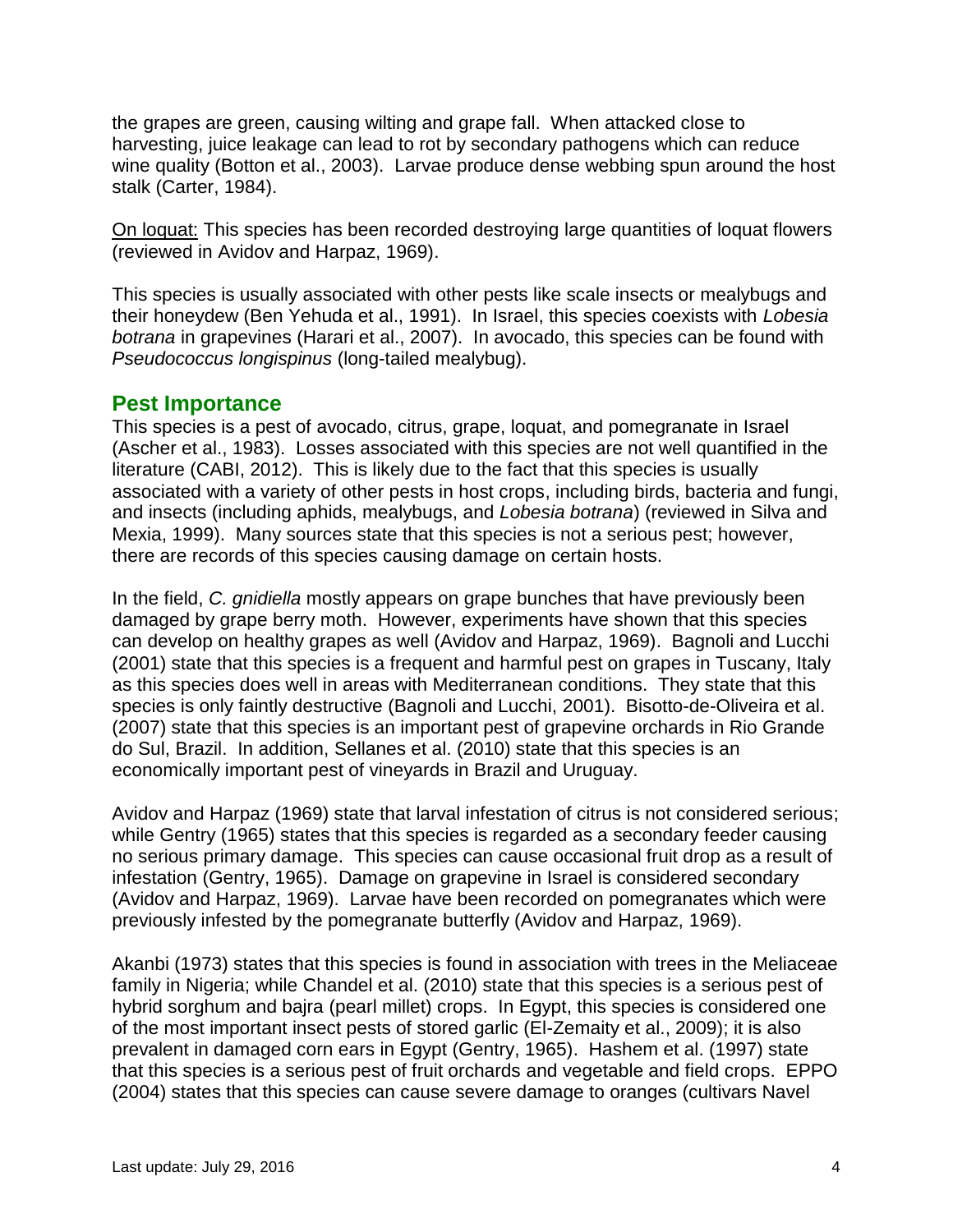the grapes are green, causing wilting and grape fall. When attacked close to harvesting, juice leakage can lead to rot by secondary pathogens which can reduce wine quality (Botton et al., 2003). Larvae produce dense webbing spun around the host stalk (Carter, 1984).

On loquat: This species has been recorded destroying large quantities of loquat flowers (reviewed in Avidov and Harpaz, 1969).

This species is usually associated with other pests like scale insects or mealybugs and their honeydew (Ben Yehuda et al., 1991). In Israel, this species coexists with *Lobesia botrana* in grapevines (Harari et al., 2007). In avocado, this species can be found with *Pseudococcus longispinus* (long-tailed mealybug).

## Pest Importance

This species is a pest of avocado, citrus, grape, loquat, and pomegranate in Israel (Ascher et al., 1983). Losses associated with this species are not well quantified in the literature (CABI, 2012). This is likely due to the fact that this species is usually associated with a variety of other pests in host crops, including birds, bacteria and fungi, and insects (including aphids, mealybugs, and *Lobesia botrana*) (reviewed in Silva and Mexia, 1999). Many sources state that this species is not a serious pest; however, there are records of this species causing damage on certain hosts.

In the field, *C. gnidiella* mostly appears on grape bunches that have previously been damaged by grape berry moth. However, experiments have shown that this species can develop on healthy grapes as well (Avidov and Harpaz, 1969). Bagnoli and Lucchi (2001) state that this species is a frequent and harmful pest on grapes in Tuscany, Italy as this species does well in areas with Mediterranean conditions. They state that this species is only faintly destructive (Bagnoli and Lucchi, 2001). Bisotto-de-Oliveira et al. (2007) state that this species is an important pest of grapevine orchards in Rio Grande do Sul, Brazil. In addition, Sellanes et al. (2010) state that this species is an economically important pest of vineyards in Brazil and Uruguay.

Avidov and Harpaz (1969) state that larval infestation of citrus is not considered serious; while Gentry (1965) states that this species is regarded as a secondary feeder causing no serious primary damage. This species can cause occasional fruit drop as a result of infestation (Gentry, 1965). Damage on grapevine in Israel is considered secondary (Avidov and Harpaz, 1969). Larvae have been recorded on pomegranates which were previously infested by the pomegranate butterfly (Avidov and Harpaz, 1969).

Akanbi (1973) states that this species is found in association with trees in the Meliaceae family in Nigeria; while Chandel et al. (2010) state that this species is a serious pest of hybrid sorghum and bajra (pearl millet) crops. In Egypt, this species is considered one of the most important insect pests of stored garlic (El-Zemaity et al., 2009); it is also prevalent in damaged corn ears in Egypt (Gentry, 1965). Hashem et al. (1997) state that this species is a serious pest of fruit orchards and vegetable and field crops. EPPO (2004) states that this species can cause severe damage to oranges (cultivars Navel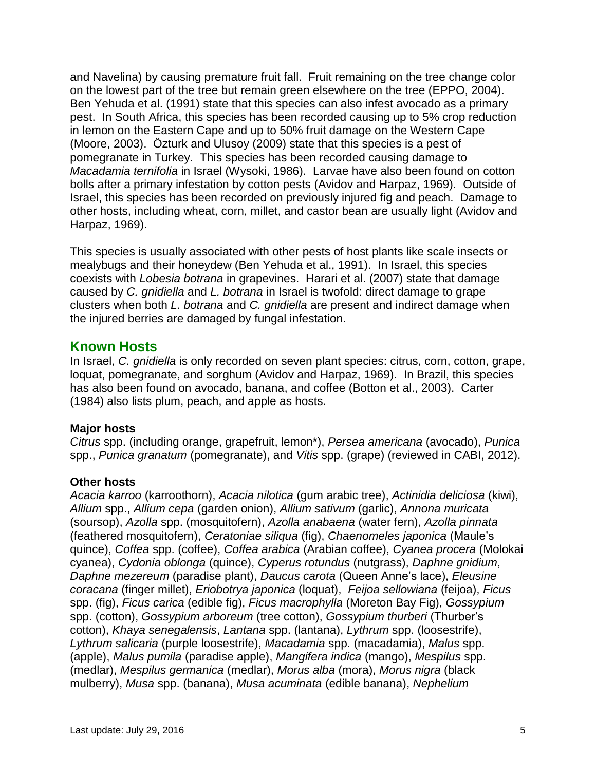and Navelina) by causing premature fruit fall. Fruit remaining on the tree change color on the lowest part of the tree but remain green elsewhere on the tree (EPPO, 2004). Ben Yehuda et al. (1991) state that this species can also infest avocado as a primary pest. In South Africa, this species has been recorded causing up to 5% crop reduction in lemon on the Eastern Cape and up to 50% fruit damage on the Western Cape (Moore, 2003). Özturk and Ulusoy (2009) state that this species is a pest of pomegranate in Turkey. This species has been recorded causing damage to *Macadamia ternifolia* in Israel (Wysoki, 1986). Larvae have also been found on cotton bolls after a primary infestation by cotton pests (Avidov and Harpaz, 1969). Outside of Israel, this species has been recorded on previously injured fig and peach. Damage to other hosts, including wheat, corn, millet, and castor bean are usually light (Avidov and Harpaz, 1969).

This species is usually associated with other pests of host plants like scale insects or mealybugs and their honeydew (Ben Yehuda et al., 1991). In Israel, this species coexists with *Lobesia botrana* in grapevines. Harari et al. (2007) state that damage caused by *C. gnidiella* and *L. botrana* in Israel is twofold: direct damage to grape clusters when both *L. botrana* and *C. gnidiella* are present and indirect damage when the injured berries are damaged by fungal infestation.

## Known Hosts

In Israel, *C. gnidiella* is only recorded on seven plant species: citrus, corn, cotton, grape, loquat, pomegranate, and sorghum (Avidov and Harpaz, 1969). In Brazil, this species has also been found on avocado, banana, and coffee (Botton et al., 2003). Carter (1984) also lists plum, peach, and apple as hosts.

### Major hosts

*Citrus* spp. (including orange, grapefruit, lemon*), *Persea americana* (avocado), *Punica* spp., *Punica granatum* (pomegranate), and *Vitis* spp. (grape) (reviewed in CABI, 2012).

### Other hosts

*Acacia karroo* (karroothorn), *Acacia nilotica* (gum arabic tree), *Actinidia deliciosa* (kiwi), *Allium* spp., *Allium cepa* (garden onion), *Allium sativum* (garlic), *Annona muricata* (soursop), *Azolla* spp. (mosquitofern), *Azolla anabaena* (water fern), *Azolla pinnata* (feathered mosquitofern), *Ceratoniae siliqua* (fig), *Chaenomeles japonica* (Maule's quince), *Coffea* spp. (coffee), *Coffea arabica* (Arabian coffee), *Cyanea procera* (Molokai cyanea), *Cydonia oblonga* (quince), *Cyperus rotundus* (nutgrass), *Daphne gnidium*, *Daphne mezereum* (paradise plant), *Daucus carota* (Queen Anne's lace), *Eleusine coracana* (finger millet), *Eriobotrya japonica* (loquat), *Feijoa sellowiana* (feijoa), *Ficus* spp. (fig), *Ficus carica* (edible fig), *Ficus macrophylla* (Moreton Bay Fig), *Gossypium* spp. (cotton), *Gossypium arboreum* (tree cotton), *Gossypium thurberi* (Thurber's cotton), *Khaya senegalensis*, *Lantana* spp. (lantana), *Lythrum* spp. (loosestrife), *Lythrum salicaria* (purple loosestrife), *Macadamia* spp. (macadamia), *Malus* spp. (apple), *Malus pumila* (paradise apple), *Mangifera indica* (mango), *Mespilus* spp. (medlar), *Mespilus germanica* (medlar), *Morus alba* (mora), *Morus nigra* (black mulberry), *Musa* spp. (banana), *Musa acuminata* (edible banana), *Nephelium*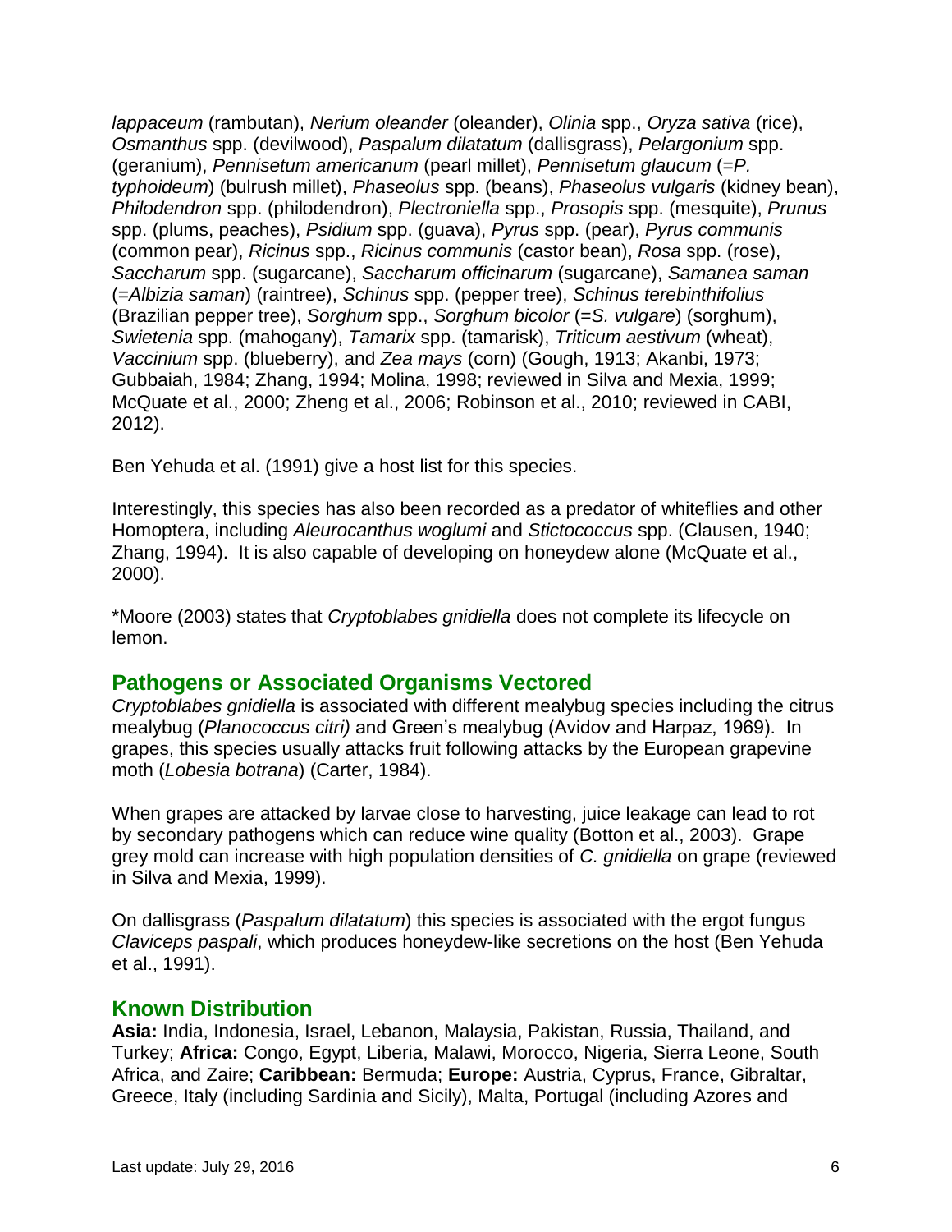*lappaceum* (rambutan), *Nerium oleander* (oleander), *Olinia* spp., *Oryza sativa* (rice), *Osmanthus* spp. (devilwood), *Paspalum dilatatum* (dallisgrass), *Pelargonium* spp. (geranium), *Pennisetum americanum* (pearl millet), *Pennisetum glaucum* (=*P. typhoideum*) (bulrush millet), *Phaseolus* spp. (beans), *Phaseolus vulgaris* (kidney bean), *Philodendron* spp. (philodendron), *Plectroniella* spp., *Prosopis* spp. (mesquite), *Prunus* spp. (plums, peaches), *Psidium* spp. (guava), *Pyrus* spp. (pear), *Pyrus communis* (common pear), *Ricinus* spp., *Ricinus communis* (castor bean), *Rosa* spp. (rose), *Saccharum* spp. (sugarcane), *Saccharum officinarum* (sugarcane), *Samanea saman* (=*Albizia saman*) (raintree), *Schinus* spp. (pepper tree), *Schinus terebinthifolius* (Brazilian pepper tree), *Sorghum* spp., *Sorghum bicolor* (=*S. vulgare*) (sorghum), *Swietenia* spp. (mahogany), *Tamarix* spp. (tamarisk), *Triticum aestivum* (wheat), *Vaccinium* spp. (blueberry), and *Zea mays* (corn) (Gough, 1913; Akanbi, 1973; Gubbaiah, 1984; Zhang, 1994; Molina, 1998; reviewed in Silva and Mexia, 1999; McQuate et al., 2000; Zheng et al., 2006; Robinson et al., 2010; reviewed in CABI, 2012).

Ben Yehuda et al. (1991) give a host list for this species.

Interestingly, this species has also been recorded as a predator of whiteflies and other Homoptera, including *Aleurocanthus woglumi* and *Stictococcus* spp. (Clausen, 1940; Zhang, 1994). It is also capable of developing on honeydew alone (McQuate et al., 2000).

*Moore (2003) states that *Cryptoblabes gnidiella* does not complete its lifecycle on lemon.

## Pathogens or Associated Organisms Vectored

*Cryptoblabes gnidiella* is associated with different mealybug species including the citrus mealybug (*Planococcus citri)* and Green's mealybug (Avidov and Harpaz, 1969). In grapes, this species usually attacks fruit following attacks by the European grapevine moth (*Lobesia botrana*) (Carter, 1984).

When grapes are attacked by larvae close to harvesting, juice leakage can lead to rot by secondary pathogens which can reduce wine quality (Botton et al., 2003). Grape grey mold can increase with high population densities of *C. gnidiella* on grape (reviewed in Silva and Mexia, 1999).

On dallisgrass (*Paspalum dilatatum*) this species is associated with the ergot fungus *Claviceps paspali*, which produces honeydew-like secretions on the host (Ben Yehuda et al., 1991).

## Known Distribution

**Asia:** India, Indonesia, Israel, Lebanon, Malaysia, Pakistan, Russia, Thailand, and Turkey; **Africa:** Congo, Egypt, Liberia, Malawi, Morocco, Nigeria, Sierra Leone, South Africa, and Zaire; **Caribbean:** Bermuda; **Europe:** Austria, Cyprus, France, Gibraltar, Greece, Italy (including Sardinia and Sicily), Malta, Portugal (including Azores and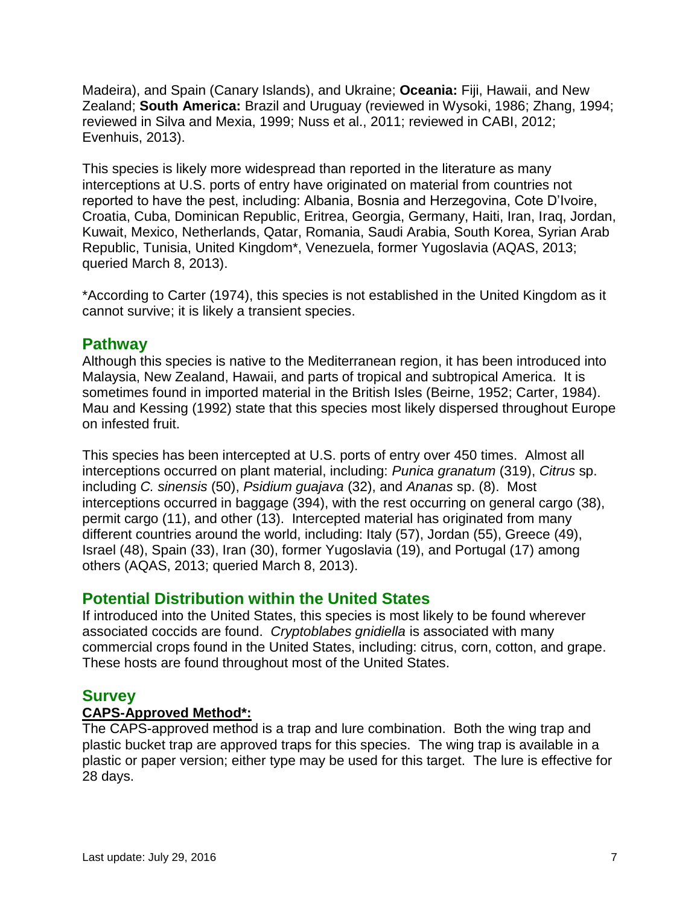Madeira), and Spain (Canary Islands), and Ukraine; **Oceania:** Fiji, Hawaii, and New Zealand; **South America:** Brazil and Uruguay (reviewed in Wysoki, 1986; Zhang, 1994; reviewed in Silva and Mexia, 1999; Nuss et al., 2011; reviewed in CABI, 2012; Evenhuis, 2013).

This species is likely more widespread than reported in the literature as many interceptions at U.S. ports of entry have originated on material from countries not reported to have the pest, including: Albania, Bosnia and Herzegovina, Cote D'Ivoire, Croatia, Cuba, Dominican Republic, Eritrea, Georgia, Germany, Haiti, Iran, Iraq, Jordan, Kuwait, Mexico, Netherlands, Qatar, Romania, Saudi Arabia, South Korea, Syrian Arab Republic, Tunisia, United Kingdom*, Venezuela, former Yugoslavia (AQAS, 2013; queried March 8, 2013).

*According to Carter (1974), this species is not established in the United Kingdom as it cannot survive; it is likely a transient species.

## Pathway

Although this species is native to the Mediterranean region, it has been introduced into Malaysia, New Zealand, Hawaii, and parts of tropical and subtropical America. It is sometimes found in imported material in the British Isles (Beirne, 1952; Carter, 1984). Mau and Kessing (1992) state that this species most likely dispersed throughout Europe on infested fruit.

This species has been intercepted at U.S. ports of entry over 450 times. Almost all interceptions occurred on plant material, including: *Punica granatum* (319), *Citrus* sp. including *C. sinensis* (50), *Psidium guajava* (32), and *Ananas* sp. (8). Most interceptions occurred in baggage (394), with the rest occurring on general cargo (38), permit cargo (11), and other (13). Intercepted material has originated from many different countries around the world, including: Italy (57), Jordan (55), Greece (49), Israel (48), Spain (33), Iran (30), former Yugoslavia (19), and Portugal (17) among others (AQAS, 2013; queried March 8, 2013).

## Potential Distribution within the United States

If introduced into the United States, this species is most likely to be found wherever associated coccids are found. *Cryptoblabes gnidiella* is associated with many commercial crops found in the United States, including: citrus, corn, cotton, and grape. These hosts are found throughout most of the United States.

## Survey

**CAPS-Approved Method*:**

The CAPS-approved method is a trap and lure combination. Both the wing trap and plastic bucket trap are approved traps for this species. The wing trap is available in a plastic or paper version; either type may be used for this target. The lure is effective for 28 days.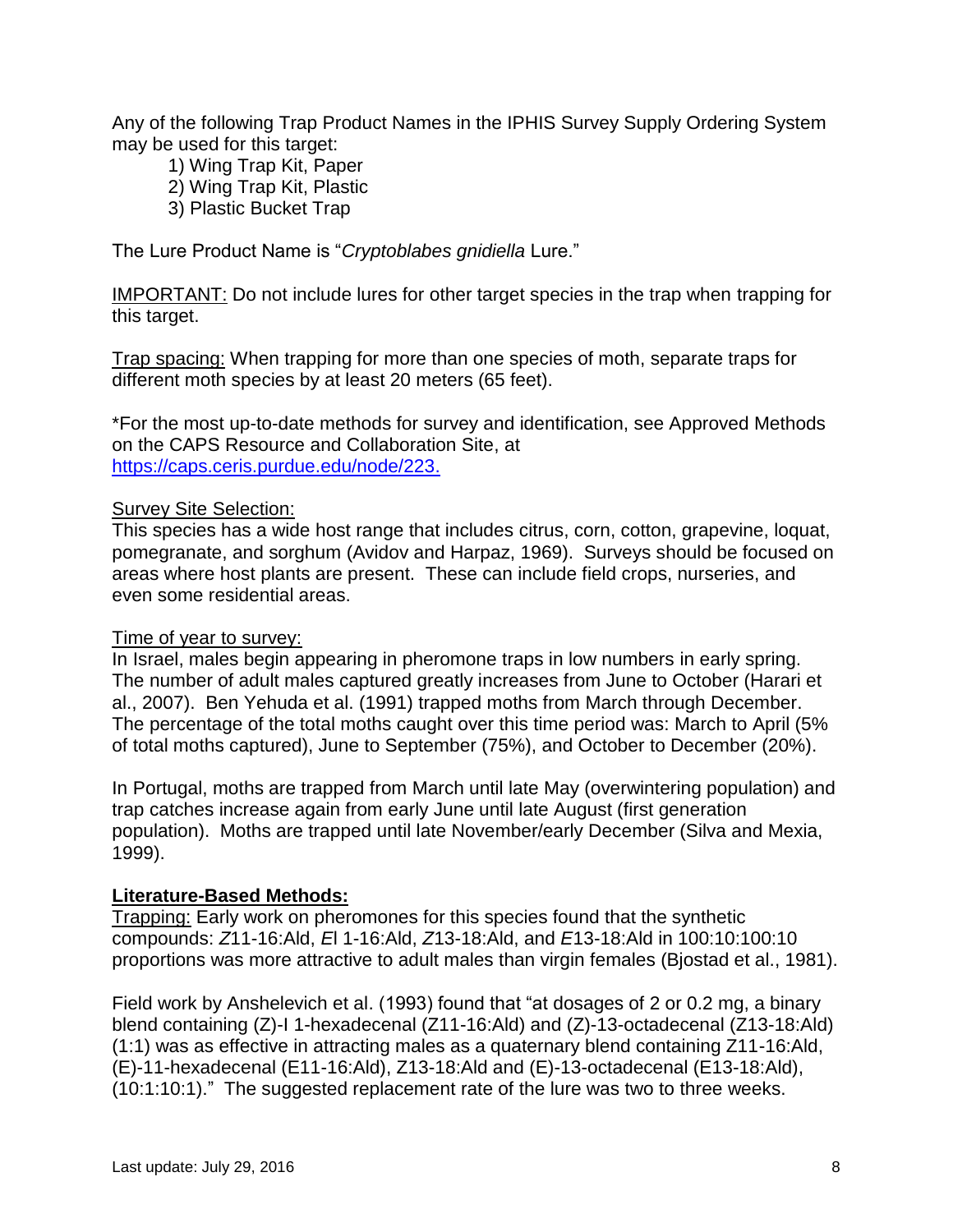Any of the following Trap Product Names in the IPHIS Survey Supply Ordering System may be used for this target:

1) Wing Trap Kit, Paper
2) Wing Trap Kit, Plastic
3) Plastic Bucket Trap

The Lure Product Name is "*Cryptoblabes gnidiella* Lure."

<u>IMPORTANT:</u> Do not include lures for other target species in the trap when trapping for this target.

<u>Trap spacing:</u> When trapping for more than one species of moth, separate traps for different moth species by at least 20 meters (65 feet).

*For the most up-to-date methods for survey and identification, see Approved Methods on the CAPS Resource and Collaboration Site, at https://caps.ceris.purdue.edu/node/223.

<u>Survey Site Selection:</u>
This species has a wide host range that includes citrus, corn, cotton, grapevine, loquat, pomegranate, and sorghum (Avidov and Harpaz, 1969). Surveys should be focused on areas where host plants are present. These can include field crops, nurseries, and even some residential areas.

<u>Time of year to survey:</u>
In Israel, males begin appearing in pheromone traps in low numbers in early spring. The number of adult males captured greatly increases from June to October (Harari et al., 2007). Ben Yehuda et al. (1991) trapped moths from March through December. The percentage of the total moths caught over this time period was: March to April (5% of total moths captured), June to September (75%), and October to December (20%).

In Portugal, moths are trapped from March until late May (overwintering population) and trap catches increase again from early June until late August (first generation population). Moths are trapped until late November/early December (Silva and Mexia, 1999).

**Literature-Based Methods:**

<u>Trapping:</u> Early work on pheromones for this species found that the synthetic compounds: *Z*11-16:Ald, *E*l 1-16:Ald, *Z*13-18:Ald, and *E*13-18:Ald in 100:10:100:10 proportions was more attractive to adult males than virgin females (Bjostad et al., 1981).

Field work by Anshelevich et al. (1993) found that "at dosages of 2 or 0.2 mg, a binary blend containing (Z)-l 1-hexadecenal (Z11-16:Ald) and (Z)-13-octadecenal (Z13-18:Ald) (1:1) was as effective in attracting males as a quaternary blend containing Z11-16:Ald, (E)-11-hexadecenal (E11-16:Ald), Z13-18:Ald and (E)-13-octadecenal (E13-18:Ald), (10:1:10:1)." The suggested replacement rate of the lure was two to three weeks.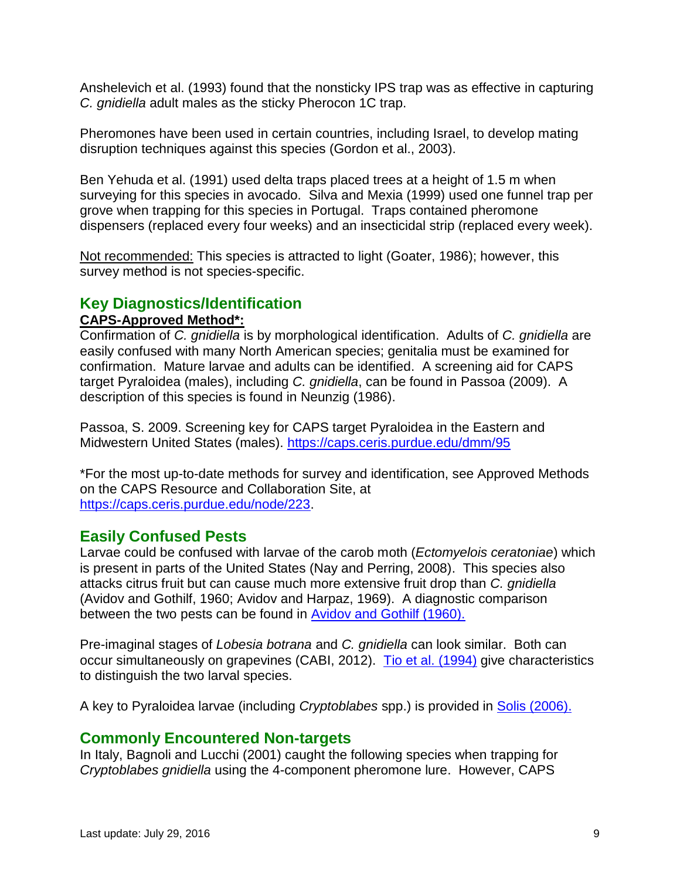Anshelevich et al. (1993) found that the nonsticky IPS trap was as effective in capturing *C. gnidiella* adult males as the sticky Pherocon 1C trap.

Pheromones have been used in certain countries, including Israel, to develop mating disruption techniques against this species (Gordon et al., 2003).

Ben Yehuda et al. (1991) used delta traps placed trees at a height of 1.5 m when surveying for this species in avocado. Silva and Mexia (1999) used one funnel trap per grove when trapping for this species in Portugal. Traps contained pheromone dispensers (replaced every four weeks) and an insecticidal strip (replaced every week).

<u>Not recommended:</u> This species is attracted to light (Goater, 1986); however, this survey method is not species-specific.

## Key Diagnostics/Identification

**<u>CAPS-Approved Method*:</u>**

Confirmation of *C. gnidiella* is by morphological identification. Adults of *C. gnidiella* are easily confused with many North American species; genitalia must be examined for confirmation. Mature larvae and adults can be identified. A screening aid for CAPS target Pyraloidea (males), including *C. gnidiella*, can be found in Passoa (2009). A description of this species is found in Neunzig (1986).

Passoa, S. 2009. Screening key for CAPS target Pyraloidea in the Eastern and Midwestern United States (males). https://caps.ceris.purdue.edu/dmm/95

*For the most up-to-date methods for survey and identification, see Approved Methods on the CAPS Resource and Collaboration Site, at https://caps.ceris.purdue.edu/node/223.

## Easily Confused Pests

Larvae could be confused with larvae of the carob moth (*Ectomyelois ceratoniae*) which is present in parts of the United States (Nay and Perring, 2008). This species also attacks citrus fruit but can cause much more extensive fruit drop than *C. gnidiella* (Avidov and Gothilf, 1960; Avidov and Harpaz, 1969). A diagnostic comparison between the two pests can be found in Avidov and Gothilf (1960).

Pre-imaginal stages of *Lobesia botrana* and *C. gnidiella* can look similar. Both can occur simultaneously on grapevines (CABI, 2012). Tio et al. (1994) give characteristics to distinguish the two larval species.

A key to Pyraloidea larvae (including *Cryptoblabes* spp.) is provided in Solis (2006).

## Commonly Encountered Non-targets

In Italy, Bagnoli and Lucchi (2001) caught the following species when trapping for *Cryptoblabes gnidiella* using the 4-component pheromone lure. However, CAPS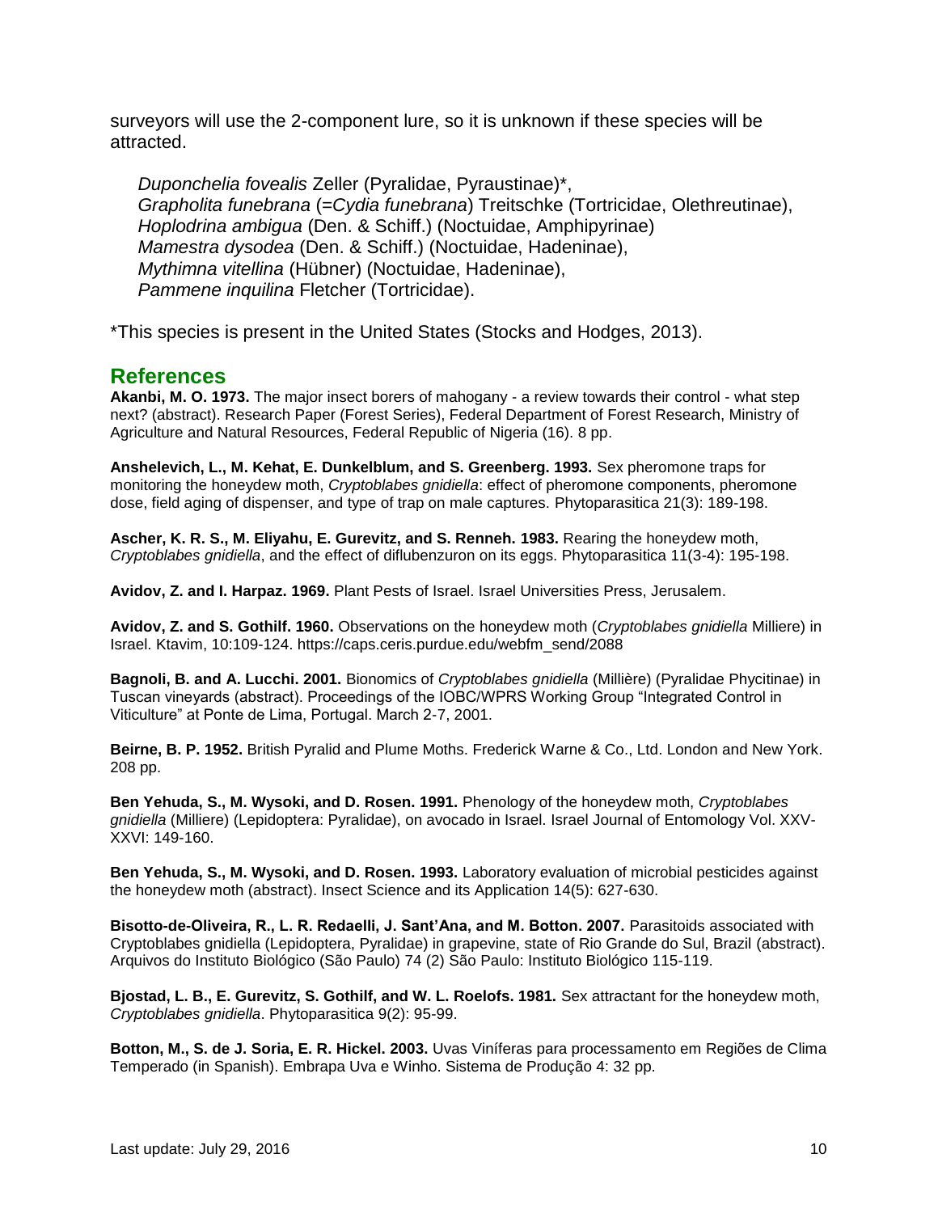surveyors will use the 2-component lure, so it is unknown if these species will be attracted.

*Duponchelia fovealis* Zeller (Pyralidae, Pyraustinae)*,
*Grapholita funebrana* (=*Cydia funebrana*) Treitschke (Tortricidae, Olethreutinae),
*Hoplodrina ambigua* (Den. & Schiff.) (Noctuidae, Amphipyrinae)
*Mamestra dysodea* (Den. & Schiff.) (Noctuidae, Hadeninae),
*Mythimna vitellina* (Hübner) (Noctuidae, Hadeninae),
*Pammene inquilina* Fletcher (Tortricidae).

*This species is present in the United States (Stocks and Hodges, 2013).

## References

**Akanbi, M. O. 1973.** The major insect borers of mahogany - a review towards their control - what step next? (abstract). Research Paper (Forest Series), Federal Department of Forest Research, Ministry of Agriculture and Natural Resources, Federal Republic of Nigeria (16). 8 pp.

**Anshelevich, L., M. Kehat, E. Dunkelblum, and S. Greenberg. 1993.** Sex pheromone traps for monitoring the honeydew moth, *Cryptoblabes gnidiella*: effect of pheromone components, pheromone dose, field aging of dispenser, and type of trap on male captures. Phytoparasitica 21(3): 189-198.

**Ascher, K. R. S., M. Eliyahu, E. Gurevitz, and S. Renneh. 1983.** Rearing the honeydew moth, *Cryptoblabes gnidiella*, and the effect of diflubenzuron on its eggs. Phytoparasitica 11(3-4): 195-198.

**Avidov, Z. and I. Harpaz. 1969.** Plant Pests of Israel. Israel Universities Press, Jerusalem.

**Avidov, Z. and S. Gothilf. 1960.** Observations on the honeydew moth (*Cryptoblabes gnidiella* Milliere) in Israel. Ktavim, 10:109-124. https://caps.ceris.purdue.edu/webfm_send/2088

**Bagnoli, B. and A. Lucchi. 2001.** Bionomics of *Cryptoblabes gnidiella* (Millière) (Pyralidae Phycitinae) in Tuscan vineyards (abstract). Proceedings of the IOBC/WPRS Working Group "Integrated Control in Viticulture" at Ponte de Lima, Portugal. March 2-7, 2001.

**Beirne, B. P. 1952.** British Pyralid and Plume Moths. Frederick Warne & Co., Ltd. London and New York. 208 pp.

**Ben Yehuda, S., M. Wysoki, and D. Rosen. 1991.** Phenology of the honeydew moth, *Cryptoblabes gnidiella* (Milliere) (Lepidoptera: Pyralidae), on avocado in Israel. Israel Journal of Entomology Vol. XXV-XXVI: 149-160.

**Ben Yehuda, S., M. Wysoki, and D. Rosen. 1993.** Laboratory evaluation of microbial pesticides against the honeydew moth (abstract). Insect Science and its Application 14(5): 627-630.

**Bisotto-de-Oliveira, R., L. R. Redaelli, J. Sant'Ana, and M. Botton. 2007.** Parasitoids associated with Cryptoblabes gnidiella (Lepidoptera, Pyralidae) in grapevine, state of Rio Grande do Sul, Brazil (abstract). Arquivos do Instituto Biológico (São Paulo) 74 (2) São Paulo: Instituto Biológico 115-119.

**Bjostad, L. B., E. Gurevitz, S. Gothilf, and W. L. Roelofs. 1981.** Sex attractant for the honeydew moth, *Cryptoblabes gnidiella*. Phytoparasitica 9(2): 95-99.

**Botton, M., S. de J. Soria, E. R. Hickel. 2003.** Uvas Viníferas para processamento em Regiões de Clima Temperado (in Spanish). Embrapa Uva e Winho. Sistema de Produção 4: 32 pp.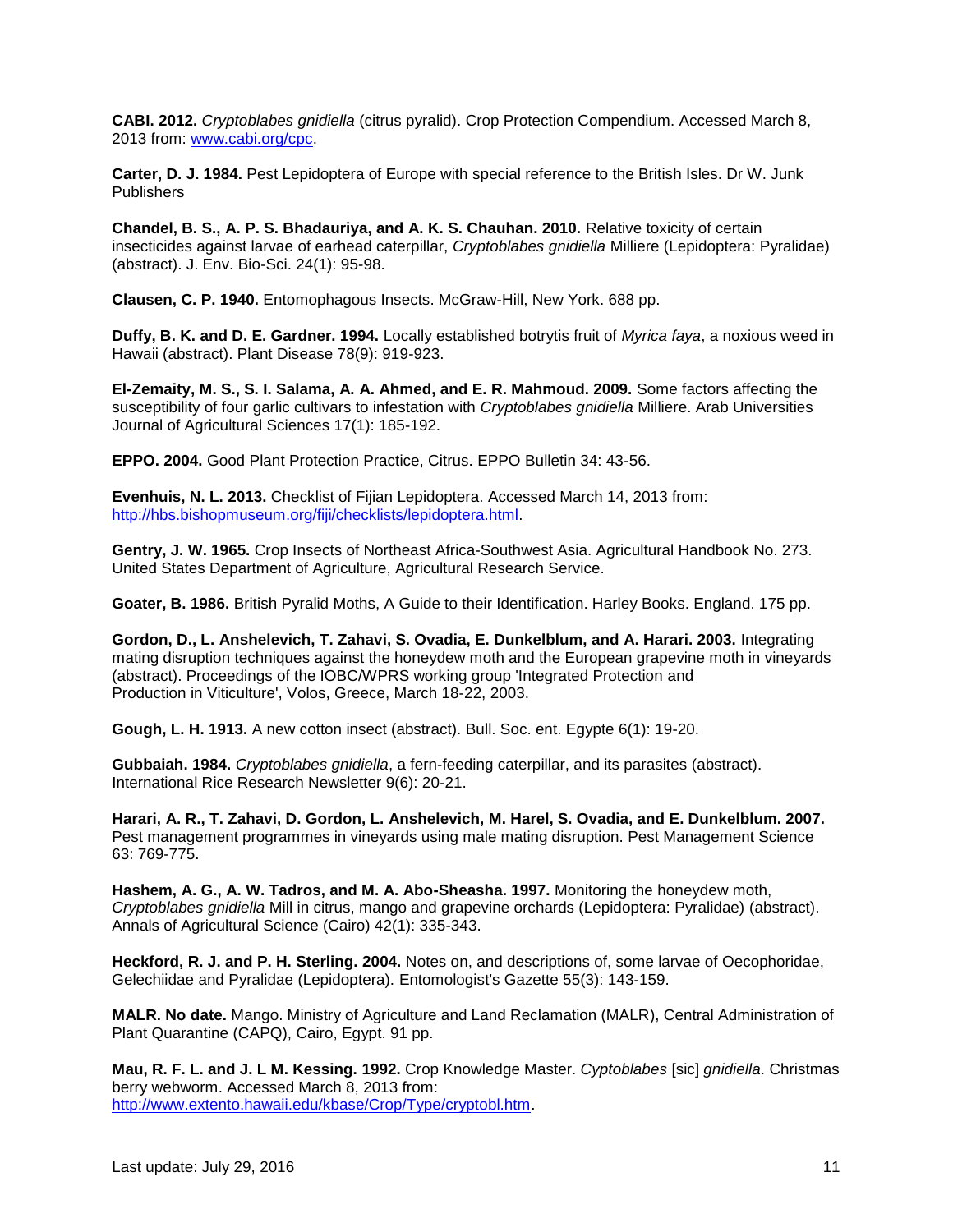**CABI. 2012.** *Cryptoblabes gnidiella* (citrus pyralid). Crop Protection Compendium. Accessed March 8, 2013 from: www.cabi.org/cpc.

**Carter, D. J. 1984.** Pest Lepidoptera of Europe with special reference to the British Isles. Dr W. Junk Publishers

**Chandel, B. S., A. P. S. Bhadauriya, and A. K. S. Chauhan. 2010.** Relative toxicity of certain insecticides against larvae of earhead caterpillar, *Cryptoblabes gnidiella* Milliere (Lepidoptera: Pyralidae) (abstract). J. Env. Bio-Sci. 24(1): 95-98.

**Clausen, C. P. 1940.** Entomophagous Insects. McGraw-Hill, New York. 688 pp.

**Duffy, B. K. and D. E. Gardner. 1994.** Locally established botrytis fruit of *Myrica faya*, a noxious weed in Hawaii (abstract). Plant Disease 78(9): 919-923.

**El-Zemaity, M. S., S. I. Salama, A. A. Ahmed, and E. R. Mahmoud. 2009.** Some factors affecting the susceptibility of four garlic cultivars to infestation with *Cryptoblabes gnidiella* Milliere. Arab Universities Journal of Agricultural Sciences 17(1): 185-192.

**EPPO. 2004.** Good Plant Protection Practice, Citrus. EPPO Bulletin 34: 43-56.

**Evenhuis, N. L. 2013.** Checklist of Fijian Lepidoptera. Accessed March 14, 2013 from: http://hbs.bishopmuseum.org/fiji/checklists/lepidoptera.html.

**Gentry, J. W. 1965.** Crop Insects of Northeast Africa-Southwest Asia. Agricultural Handbook No. 273. United States Department of Agriculture, Agricultural Research Service.

**Goater, B. 1986.** British Pyralid Moths, A Guide to their Identification. Harley Books. England. 175 pp.

**Gordon, D., L. Anshelevich, T. Zahavi, S. Ovadia, E. Dunkelblum, and A. Harari. 2003.** Integrating mating disruption techniques against the honeydew moth and the European grapevine moth in vineyards (abstract). Proceedings of the IOBC/WPRS working group 'Integrated Protection and Production in Viticulture', Volos, Greece, March 18-22, 2003.

**Gough, L. H. 1913.** A new cotton insect (abstract). Bull. Soc. ent. Egypte 6(1): 19-20.

**Gubbaiah. 1984.** *Cryptoblabes gnidiella*, a fern-feeding caterpillar, and its parasites (abstract). International Rice Research Newsletter 9(6): 20-21.

**Harari, A. R., T. Zahavi, D. Gordon, L. Anshelevich, M. Harel, S. Ovadia, and E. Dunkelblum. 2007.** Pest management programmes in vineyards using male mating disruption. Pest Management Science 63: 769-775.

**Hashem, A. G., A. W. Tadros, and M. A. Abo-Sheasha. 1997.** Monitoring the honeydew moth, *Cryptoblabes gnidiella* Mill in citrus, mango and grapevine orchards (Lepidoptera: Pyralidae) (abstract). Annals of Agricultural Science (Cairo) 42(1): 335-343.

**Heckford, R. J. and P. H. Sterling. 2004.** Notes on, and descriptions of, some larvae of Oecophoridae, Gelechiidae and Pyralidae (Lepidoptera). Entomologist's Gazette 55(3): 143-159.

**MALR. No date.** Mango. Ministry of Agriculture and Land Reclamation (MALR), Central Administration of Plant Quarantine (CAPQ), Cairo, Egypt. 91 pp.

**Mau, R. F. L. and J. L M. Kessing. 1992.** Crop Knowledge Master. *Cyptoblabes* [sic] *gnidiella*. Christmas berry webworm. Accessed March 8, 2013 from: http://www.extento.hawaii.edu/kbase/Crop/Type/cryptobl.htm.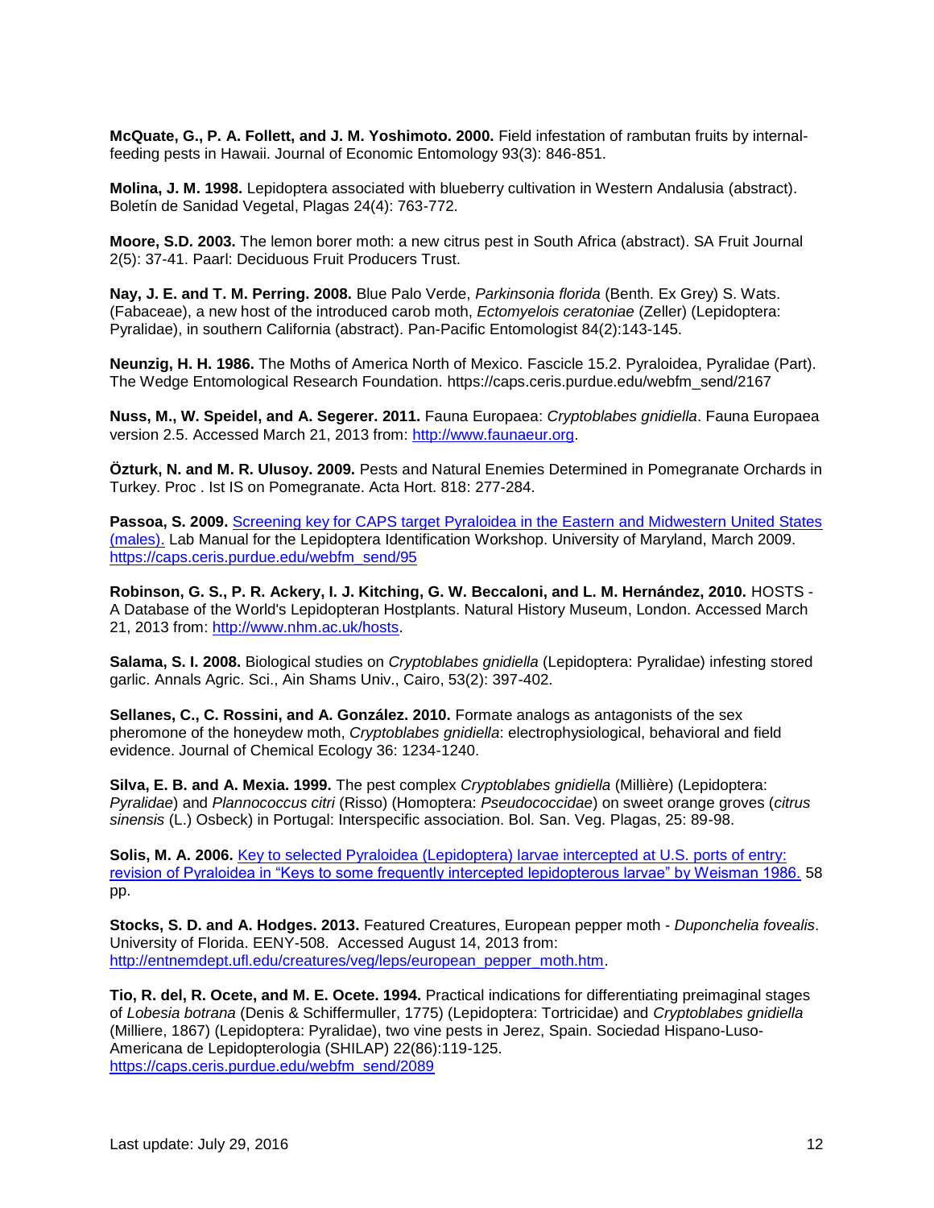**McQuate, G., P. A. Follett, and J. M. Yoshimoto. 2000.** Field infestation of rambutan fruits by internal-feeding pests in Hawaii. Journal of Economic Entomology 93(3): 846-851.

**Molina, J. M. 1998.** Lepidoptera associated with blueberry cultivation in Western Andalusia (abstract). Boletín de Sanidad Vegetal, Plagas 24(4): 763-772.

**Moore, S.D. 2003.** The lemon borer moth: a new citrus pest in South Africa (abstract). SA Fruit Journal 2(5): 37-41. Paarl: Deciduous Fruit Producers Trust.

**Nay, J. E. and T. M. Perring. 2008.** Blue Palo Verde, *Parkinsonia florida* (Benth. Ex Grey) S. Wats. (Fabaceae), a new host of the introduced carob moth, *Ectomyelois ceratoniae* (Zeller) (Lepidoptera: Pyralidae), in southern California (abstract). Pan-Pacific Entomologist 84(2):143-145.

**Neunzig, H. H. 1986.** The Moths of America North of Mexico. Fascicle 15.2. Pyraloidea, Pyralidae (Part). The Wedge Entomological Research Foundation. https://caps.ceris.purdue.edu/webfm_send/2167

**Nuss, M., W. Speidel, and A. Segerer. 2011.** Fauna Europaea: *Cryptoblabes gnidiella*. Fauna Europaea version 2.5. Accessed March 21, 2013 from: [http://www.faunaeur.org](http://www.faunaeur.org).

**Özturk, N. and M. R. Ulusoy. 2009.** Pests and Natural Enemies Determined in Pomegranate Orchards in Turkey. Proc . Ist IS on Pomegranate. Acta Hort. 818: 277-284.

**Passoa, S. 2009.** [Screening key for CAPS target Pyraloidea in the Eastern and Midwestern United States (males).](https://caps.ceris.purdue.edu/webfm_send/95) Lab Manual for the Lepidoptera Identification Workshop. University of Maryland, March 2009. [https://caps.ceris.purdue.edu/webfm_send/95](https://caps.ceris.purdue.edu/webfm_send/95)

**Robinson, G. S., P. R. Ackery, I. J. Kitching, G. W. Beccaloni, and L. M. Hernández, 2010.** HOSTS - A Database of the World's Lepidopteran Hostplants. Natural History Museum, London. Accessed March 21, 2013 from: [http://www.nhm.ac.uk/hosts](http://www.nhm.ac.uk/hosts).

**Salama, S. I. 2008.** Biological studies on *Cryptoblabes gnidiella* (Lepidoptera: Pyralidae) infesting stored garlic. Annals Agric. Sci., Ain Shams Univ., Cairo, 53(2): 397-402.

**Sellanes, C., C. Rossini, and A. González. 2010.** Formate analogs as antagonists of the sex pheromone of the honeydew moth, *Cryptoblabes gnidiella*: electrophysiological, behavioral and field evidence. Journal of Chemical Ecology 36: 1234-1240.

**Silva, E. B. and A. Mexia. 1999.** The pest complex *Cryptoblabes gnidiella* (Millière) (Lepidoptera: *Pyralidae*) and *Plannococcus citri* (Risso) (Homoptera: *Pseudococcidae*) on sweet orange groves (*citrus sinensis* (L.) Osbeck) in Portugal: Interspecific association. Bol. San. Veg. Plagas, 25: 89-98.

**Solis, M. A. 2006.** [Key to selected Pyraloidea (Lepidoptera) larvae intercepted at U.S. ports of entry: revision of Pyraloidea in "Keys to some frequently intercepted lepidopterous larvae" by Weisman 1986.](#) 58 pp.

**Stocks, S. D. and A. Hodges. 2013.** Featured Creatures, European pepper moth - *Duponchelia fovealis*. University of Florida. EENY-508. Accessed August 14, 2013 from: [http://entnemdept.ufl.edu/creatures/veg/leps/european_pepper_moth.htm](http://entnemdept.ufl.edu/creatures/veg/leps/european_pepper_moth.htm).

**Tio, R. del, R. Ocete, and M. E. Ocete. 1994.** Practical indications for differentiating preimaginal stages of *Lobesia botrana* (Denis & Schiffermuller, 1775) (Lepidoptera: Tortricidae) and *Cryptoblabes gnidiella* (Milliere, 1867) (Lepidoptera: Pyralidae), two vine pests in Jerez, Spain. Sociedad Hispano-Luso-Americana de Lepidopterologia (SHILAP) 22(86):119-125. [https://caps.ceris.purdue.edu/webfm_send/2089](https://caps.ceris.purdue.edu/webfm_send/2089)

Last update: July 29, 2016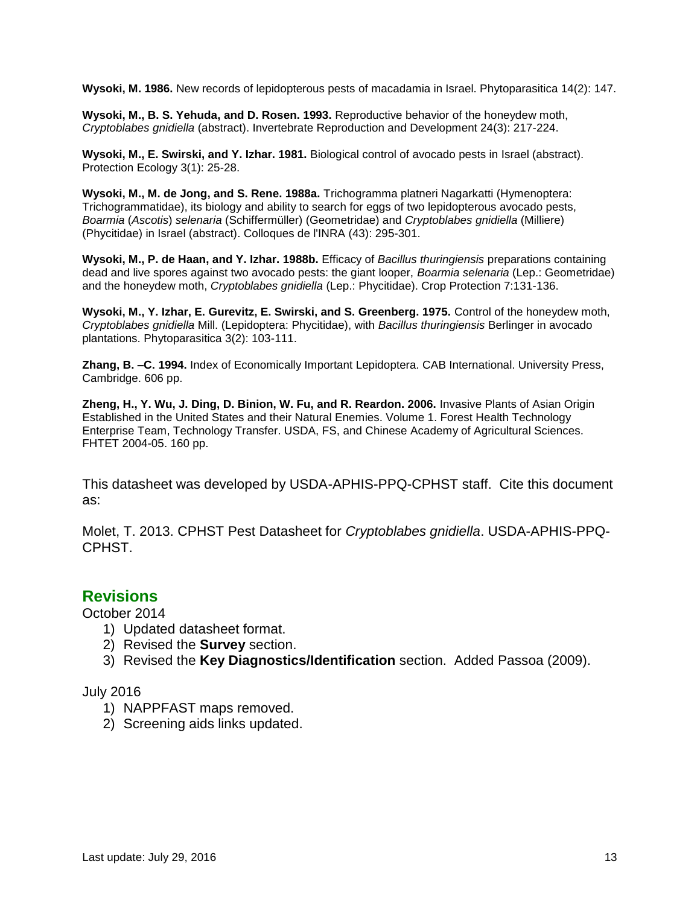**Wysoki, M. 1986.** New records of lepidopterous pests of macadamia in Israel. Phytoparasitica 14(2): 147.

**Wysoki, M., B. S. Yehuda, and D. Rosen. 1993.** Reproductive behavior of the honeydew moth, *Cryptoblabes gnidiella* (abstract). Invertebrate Reproduction and Development 24(3): 217-224.

**Wysoki, M., E. Swirski, and Y. Izhar. 1981.** Biological control of avocado pests in Israel (abstract). Protection Ecology 3(1): 25-28.

**Wysoki, M., M. de Jong, and S. Rene. 1988a.** Trichogramma platneri Nagarkatti (Hymenoptera: Trichogrammatidae), its biology and ability to search for eggs of two lepidopterous avocado pests, *Boarmia* (*Ascotis*) *selenaria* (Schiffermüller) (Geometridae) and *Cryptoblabes gnidiella* (Milliere) (Phycitidae) in Israel (abstract). Colloques de l'INRA (43): 295-301.

**Wysoki, M., P. de Haan, and Y. Izhar. 1988b.** Efficacy of *Bacillus thuringiensis* preparations containing dead and live spores against two avocado pests: the giant looper, *Boarmia selenaria* (Lep.: Geometridae) and the honeydew moth, *Cryptoblabes gnidiella* (Lep.: Phycitidae). Crop Protection 7:131-136.

**Wysoki, M., Y. Izhar, E. Gurevitz, E. Swirski, and S. Greenberg. 1975.** Control of the honeydew moth, *Cryptoblabes gnidiella* Mill. (Lepidoptera: Phycitidae), with *Bacillus thuringiensis* Berlinger in avocado plantations. Phytoparasitica 3(2): 103-111.

**Zhang, B. –C. 1994.** Index of Economically Important Lepidoptera. CAB International. University Press, Cambridge. 606 pp.

**Zheng, H., Y. Wu, J. Ding, D. Binion, W. Fu, and R. Reardon. 2006.** Invasive Plants of Asian Origin Established in the United States and their Natural Enemies. Volume 1. Forest Health Technology Enterprise Team, Technology Transfer. USDA, FS, and Chinese Academy of Agricultural Sciences. FHTET 2004-05. 160 pp.

This datasheet was developed by USDA-APHIS-PPQ-CPHST staff. Cite this document as:

Molet, T. 2013. CPHST Pest Datasheet for *Cryptoblabes gnidiella*. USDA-APHIS-PPQ-CPHST.

## Revisions

October 2014

1) Updated datasheet format.
2) Revised the **Survey** section.
3) Revised the **Key Diagnostics/Identification** section. Added Passoa (2009).

July 2016

1) NAPPFAST maps removed.
2) Screening aids links updated.